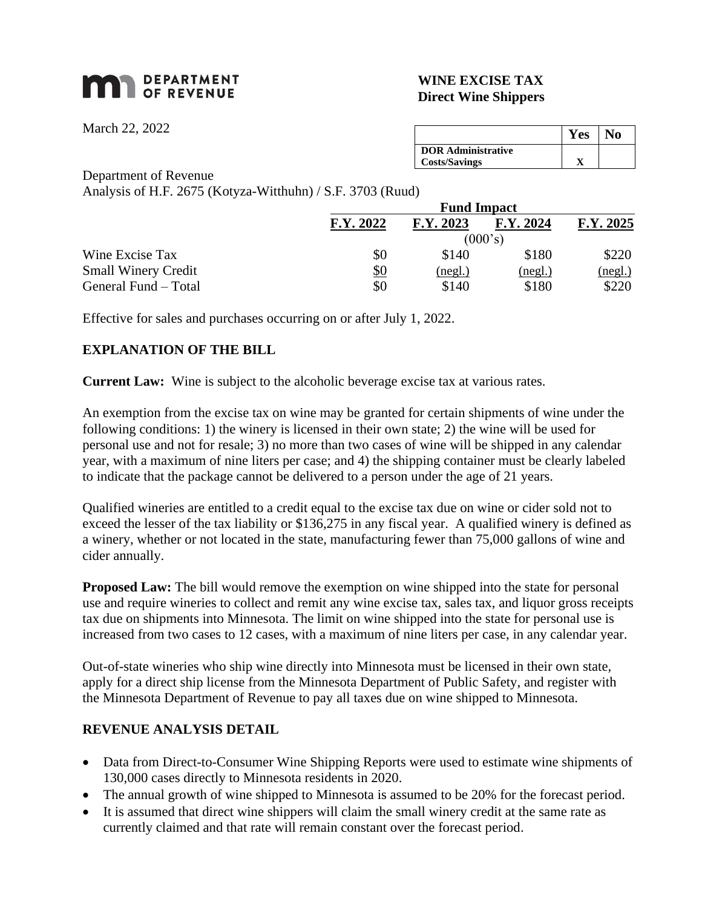**DEPARTMENT OF REVENUE**

# WINE EXCISE TAX
## Direct Wine Shippers

March 22, 2022

| | Yes | No |
|---|---|---|
| **DOR Administrative Costs/Savings** | X | |

Department of Revenue
Analysis of H.F. 2675 (Kotyza-Witthuhn) / S.F. 3703 (Ruud)

| | Fund Impact | | | |
|---|---|---|---|---|
| | F.Y. 2022 | F.Y. 2023 | F.Y. 2024 | F.Y. 2025 |
| | (000's) | | | |
| Wine Excise Tax | $0 | $140 | $180 | $220 |
| Small Winery Credit | $0 | (negl.) | (negl.) | (negl.) |
| General Fund – Total | $0 | $140 | $180 | $220 |

Effective for sales and purchases occurring on or after July 1, 2022.

### EXPLANATION OF THE BILL

**Current Law:** Wine is subject to the alcoholic beverage excise tax at various rates.

An exemption from the excise tax on wine may be granted for certain shipments of wine under the following conditions: 1) the winery is licensed in their own state; 2) the wine will be used for personal use and not for resale; 3) no more than two cases of wine will be shipped in any calendar year, with a maximum of nine liters per case; and 4) the shipping container must be clearly labeled to indicate that the package cannot be delivered to a person under the age of 21 years.

Qualified wineries are entitled to a credit equal to the excise tax due on wine or cider sold not to exceed the lesser of the tax liability or $136,275 in any fiscal year. A qualified winery is defined as a winery, whether or not located in the state, manufacturing fewer than 75,000 gallons of wine and cider annually.

**Proposed Law:** The bill would remove the exemption on wine shipped into the state for personal use and require wineries to collect and remit any wine excise tax, sales tax, and liquor gross receipts tax due on shipments into Minnesota. The limit on wine shipped into the state for personal use is increased from two cases to 12 cases, with a maximum of nine liters per case, in any calendar year.

Out-of-state wineries who ship wine directly into Minnesota must be licensed in their own state, apply for a direct ship license from the Minnesota Department of Public Safety, and register with the Minnesota Department of Revenue to pay all taxes due on wine shipped to Minnesota.

### REVENUE ANALYSIS DETAIL

- Data from Direct-to-Consumer Wine Shipping Reports were used to estimate wine shipments of 130,000 cases directly to Minnesota residents in 2020.
- The annual growth of wine shipped to Minnesota is assumed to be 20% for the forecast period.
- It is assumed that direct wine shippers will claim the small winery credit at the same rate as currently claimed and that rate will remain constant over the forecast period.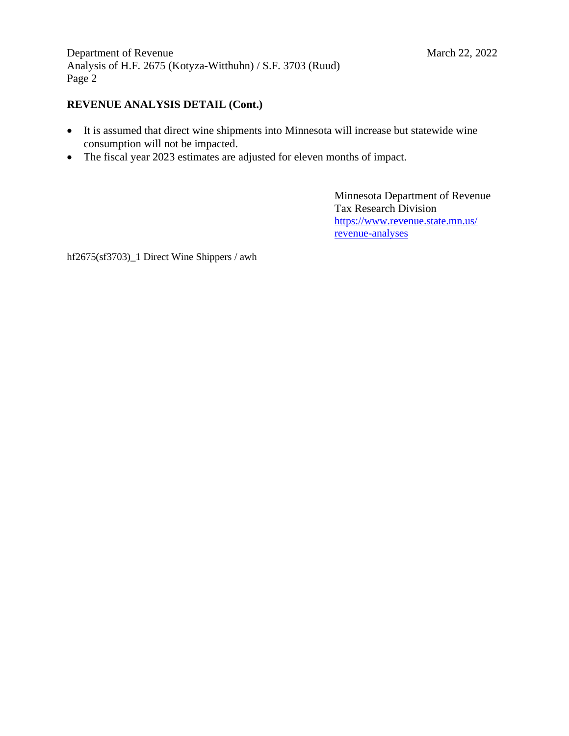## REVENUE ANALYSIS DETAIL (Cont.)

- It is assumed that direct wine shipments into Minnesota will increase but statewide wine consumption will not be impacted.
- The fiscal year 2023 estimates are adjusted for eleven months of impact.

Minnesota Department of Revenue
Tax Research Division
https://www.revenue.state.mn.us/revenue-analyses

hf2675(sf3703)_1 Direct Wine Shippers / awh